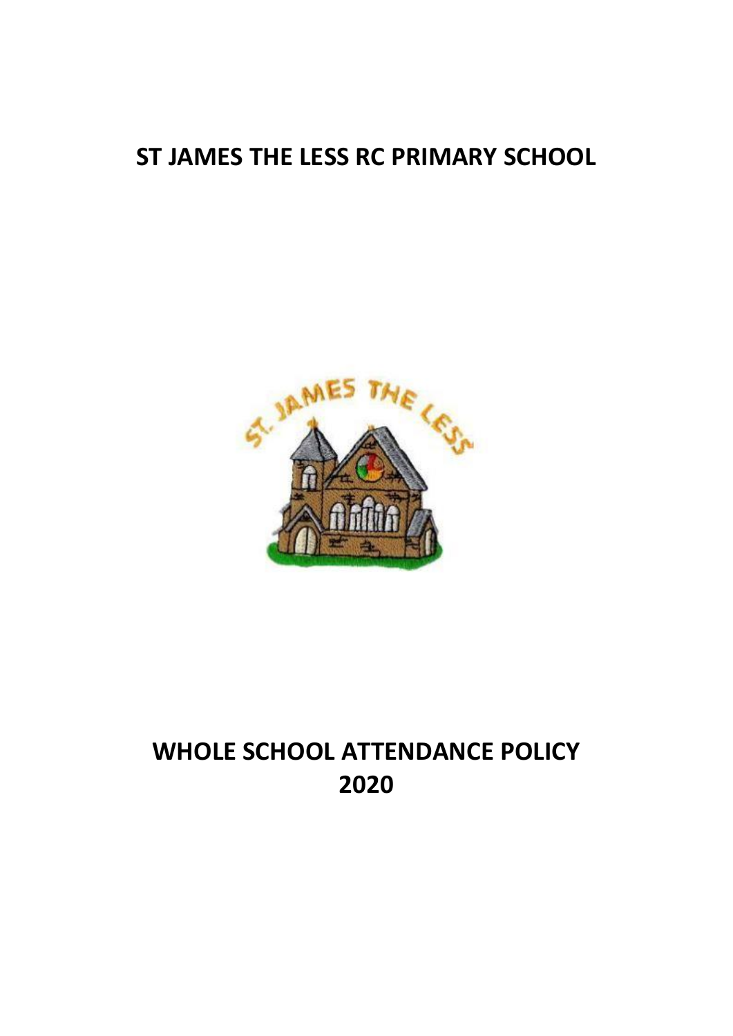# ST JAMES THE LESS RC PRIMARY SCHOOL

# WHOLE SCHOOL ATTENDANCE POLICY 2020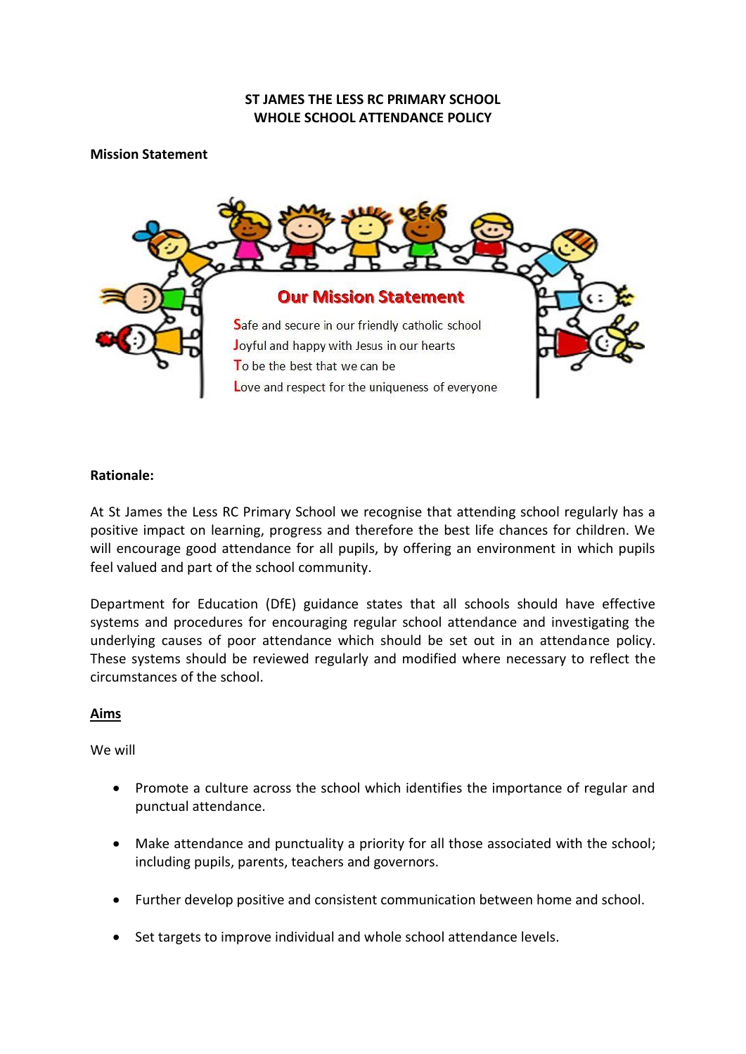**ST JAMES THE LESS RC PRIMARY SCHOOL**
**WHOLE SCHOOL ATTENDANCE POLICY**

**Mission Statement**

Our Mission Statement

Safe and secure in our friendly catholic school
Joyful and happy with Jesus in our hearts
To be the best that we can be
Love and respect for the uniqueness of everyone

**Rationale:**

At St James the Less RC Primary School we recognise that attending school regularly has a positive impact on learning, progress and therefore the best life chances for children. We will encourage good attendance for all pupils, by offering an environment in which pupils feel valued and part of the school community.

Department for Education (DfE) guidance states that all schools should have effective systems and procedures for encouraging regular school attendance and investigating the underlying causes of poor attendance which should be set out in an attendance policy. These systems should be reviewed regularly and modified where necessary to reflect the circumstances of the school.

## Aims

We will

- Promote a culture across the school which identifies the importance of regular and punctual attendance.
- Make attendance and punctuality a priority for all those associated with the school; including pupils, parents, teachers and governors.
- Further develop positive and consistent communication between home and school.
- Set targets to improve individual and whole school attendance levels.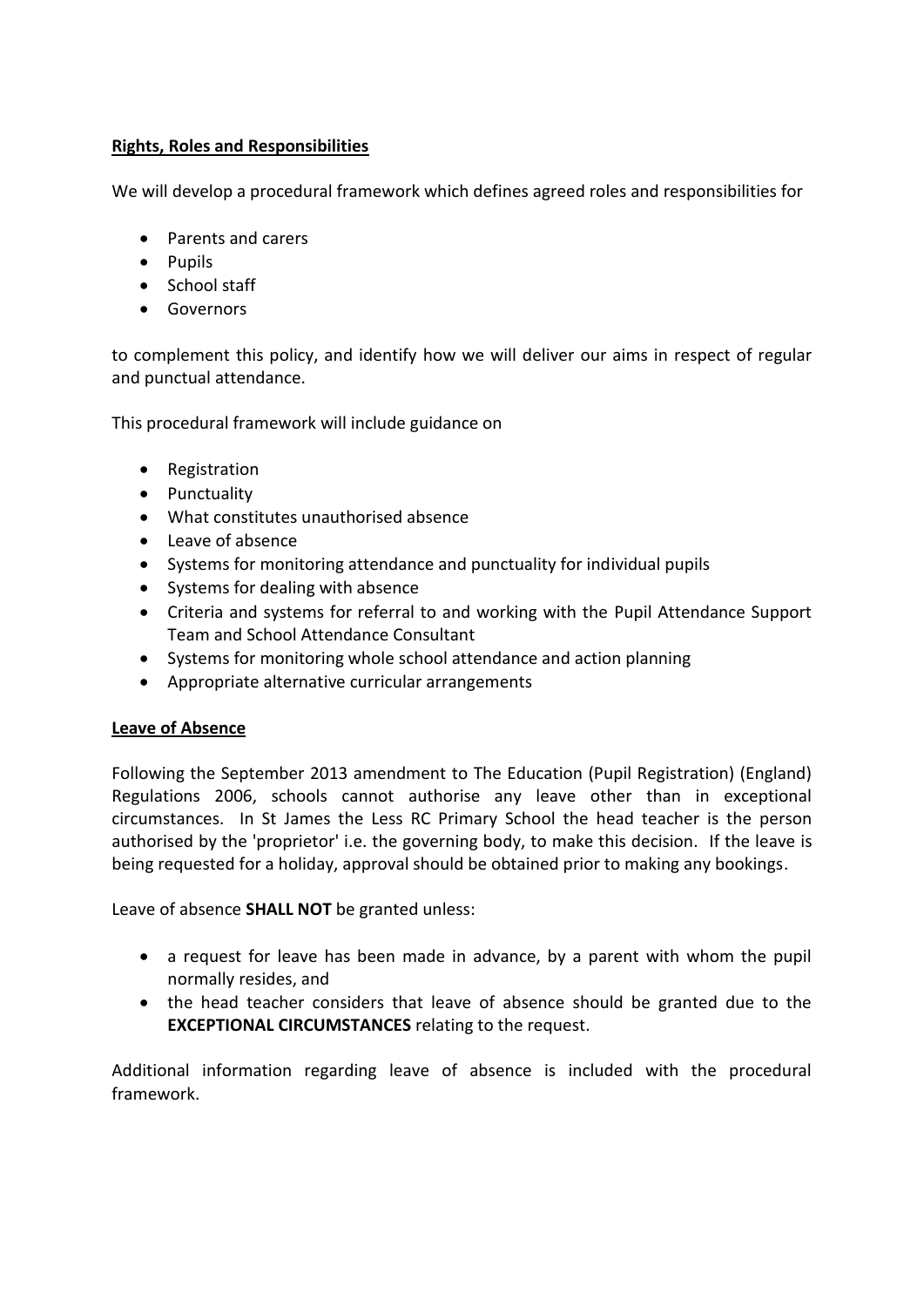## Rights, Roles and Responsibilities

We will develop a procedural framework which defines agreed roles and responsibilities for

- Parents and carers
- Pupils
- School staff
- Governors

to complement this policy, and identify how we will deliver our aims in respect of regular and punctual attendance.

This procedural framework will include guidance on

- Registration
- Punctuality
- What constitutes unauthorised absence
- Leave of absence
- Systems for monitoring attendance and punctuality for individual pupils
- Systems for dealing with absence
- Criteria and systems for referral to and working with the Pupil Attendance Support Team and School Attendance Consultant
- Systems for monitoring whole school attendance and action planning
- Appropriate alternative curricular arrangements

## Leave of Absence

Following the September 2013 amendment to The Education (Pupil Registration) (England) Regulations 2006, schools cannot authorise any leave other than in exceptional circumstances. In St James the Less RC Primary School the head teacher is the person authorised by the 'proprietor' i.e. the governing body, to make this decision. If the leave is being requested for a holiday, approval should be obtained prior to making any bookings.

Leave of absence **SHALL NOT** be granted unless:

- a request for leave has been made in advance, by a parent with whom the pupil normally resides, and
- the head teacher considers that leave of absence should be granted due to the **EXCEPTIONAL CIRCUMSTANCES** relating to the request.

Additional information regarding leave of absence is included with the procedural framework.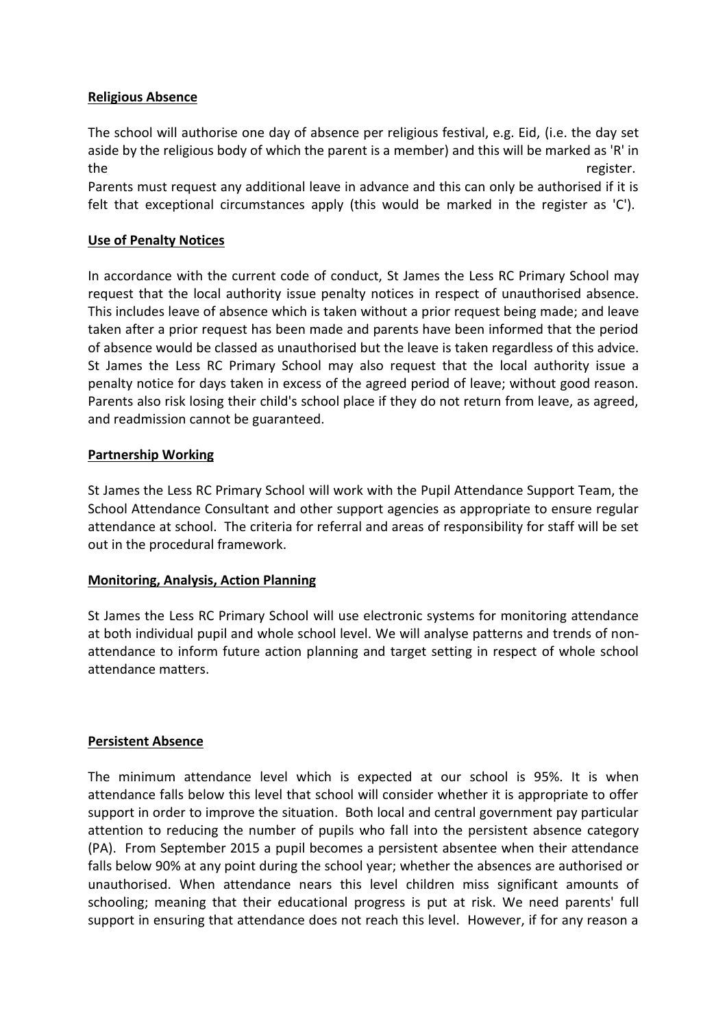**Religious Absence**

The school will authorise one day of absence per religious festival, e.g. Eid, (i.e. the day set aside by the religious body of which the parent is a member) and this will be marked as 'R' in the register.
Parents must request any additional leave in advance and this can only be authorised if it is felt that exceptional circumstances apply (this would be marked in the register as 'C').

**Use of Penalty Notices**

In accordance with the current code of conduct, St James the Less RC Primary School may request that the local authority issue penalty notices in respect of unauthorised absence. This includes leave of absence which is taken without a prior request being made; and leave taken after a prior request has been made and parents have been informed that the period of absence would be classed as unauthorised but the leave is taken regardless of this advice. St James the Less RC Primary School may also request that the local authority issue a penalty notice for days taken in excess of the agreed period of leave; without good reason. Parents also risk losing their child's school place if they do not return from leave, as agreed, and readmission cannot be guaranteed.

**Partnership Working**

St James the Less RC Primary School will work with the Pupil Attendance Support Team, the School Attendance Consultant and other support agencies as appropriate to ensure regular attendance at school. The criteria for referral and areas of responsibility for staff will be set out in the procedural framework.

**Monitoring, Analysis, Action Planning**

St James the Less RC Primary School will use electronic systems for monitoring attendance at both individual pupil and whole school level. We will analyse patterns and trends of non-attendance to inform future action planning and target setting in respect of whole school attendance matters.

**Persistent Absence**

The minimum attendance level which is expected at our school is 95%. It is when attendance falls below this level that school will consider whether it is appropriate to offer support in order to improve the situation. Both local and central government pay particular attention to reducing the number of pupils who fall into the persistent absence category (PA). From September 2015 a pupil becomes a persistent absentee when their attendance falls below 90% at any point during the school year; whether the absences are authorised or unauthorised. When attendance nears this level children miss significant amounts of schooling; meaning that their educational progress is put at risk. We need parents' full support in ensuring that attendance does not reach this level. However, if for any reason a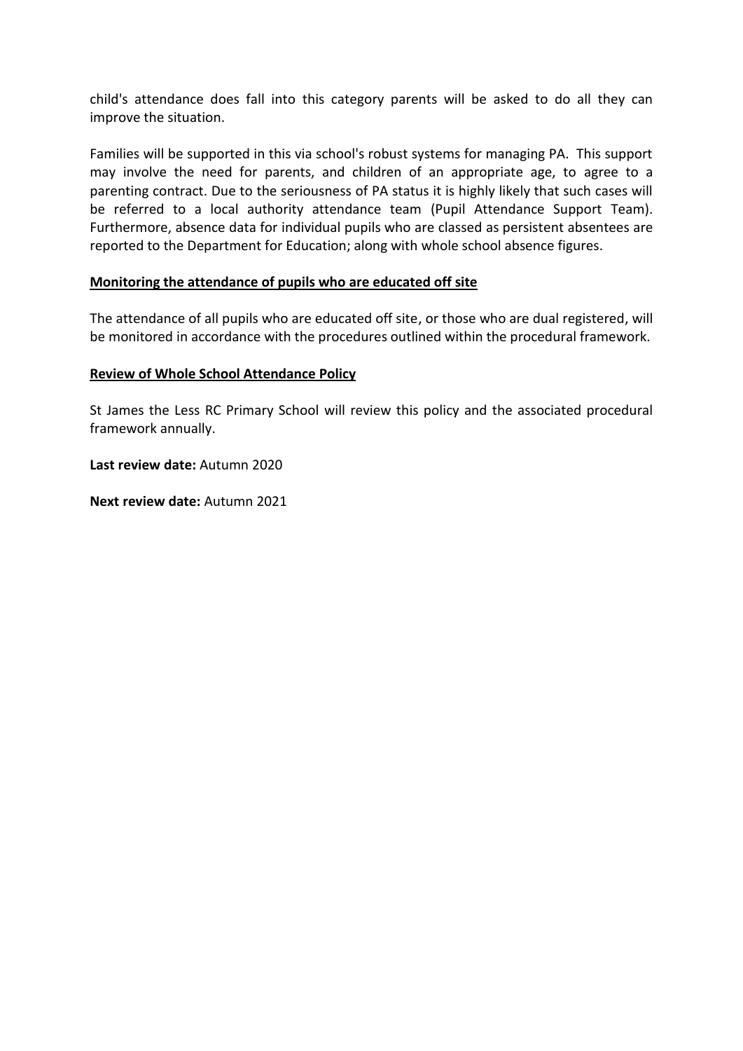child's attendance does fall into this category parents will be asked to do all they can improve the situation.

Families will be supported in this via school's robust systems for managing PA. This support may involve the need for parents, and children of an appropriate age, to agree to a parenting contract. Due to the seriousness of PA status it is highly likely that such cases will be referred to a local authority attendance team (Pupil Attendance Support Team). Furthermore, absence data for individual pupils who are classed as persistent absentees are reported to the Department for Education; along with whole school absence figures.

**Monitoring the attendance of pupils who are educated off site**

The attendance of all pupils who are educated off site, or those who are dual registered, will be monitored in accordance with the procedures outlined within the procedural framework.

**Review of Whole School Attendance Policy**

St James the Less RC Primary School will review this policy and the associated procedural framework annually.

**Last review date:** Autumn 2020

**Next review date:** Autumn 2021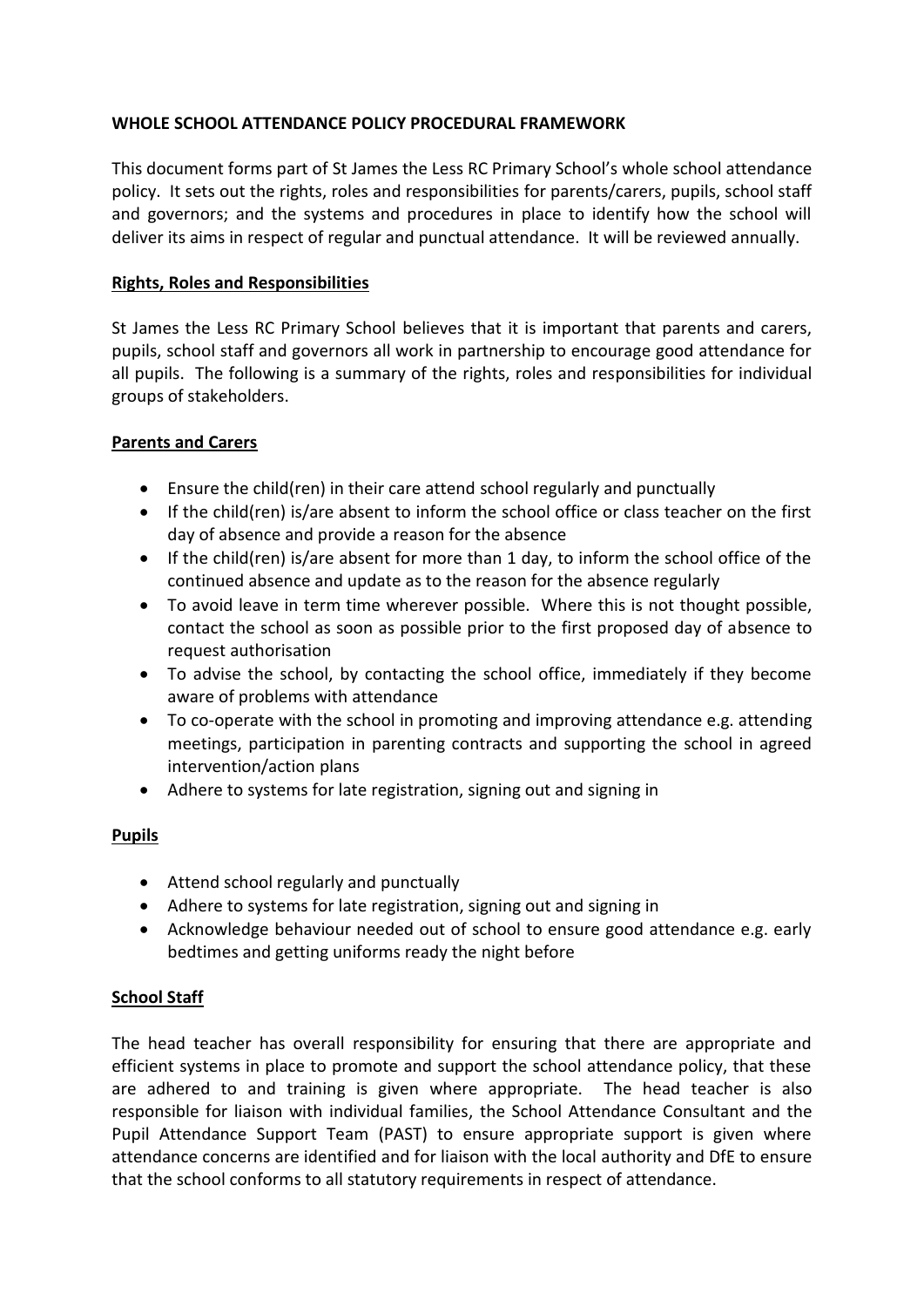**WHOLE SCHOOL ATTENDANCE POLICY PROCEDURAL FRAMEWORK**

This document forms part of St James the Less RC Primary School's whole school attendance policy. It sets out the rights, roles and responsibilities for parents/carers, pupils, school staff and governors; and the systems and procedures in place to identify how the school will deliver its aims in respect of regular and punctual attendance. It will be reviewed annually.

**Rights, Roles and Responsibilities**

St James the Less RC Primary School believes that it is important that parents and carers, pupils, school staff and governors all work in partnership to encourage good attendance for all pupils. The following is a summary of the rights, roles and responsibilities for individual groups of stakeholders.

**Parents and Carers**

- Ensure the child(ren) in their care attend school regularly and punctually
- If the child(ren) is/are absent to inform the school office or class teacher on the first day of absence and provide a reason for the absence
- If the child(ren) is/are absent for more than 1 day, to inform the school office of the continued absence and update as to the reason for the absence regularly
- To avoid leave in term time wherever possible. Where this is not thought possible, contact the school as soon as possible prior to the first proposed day of absence to request authorisation
- To advise the school, by contacting the school office, immediately if they become aware of problems with attendance
- To co-operate with the school in promoting and improving attendance e.g. attending meetings, participation in parenting contracts and supporting the school in agreed intervention/action plans
- Adhere to systems for late registration, signing out and signing in

**Pupils**

- Attend school regularly and punctually
- Adhere to systems for late registration, signing out and signing in
- Acknowledge behaviour needed out of school to ensure good attendance e.g. early bedtimes and getting uniforms ready the night before

**School Staff**

The head teacher has overall responsibility for ensuring that there are appropriate and efficient systems in place to promote and support the school attendance policy, that these are adhered to and training is given where appropriate. The head teacher is also responsible for liaison with individual families, the School Attendance Consultant and the Pupil Attendance Support Team (PAST) to ensure appropriate support is given where attendance concerns are identified and for liaison with the local authority and DfE to ensure that the school conforms to all statutory requirements in respect of attendance.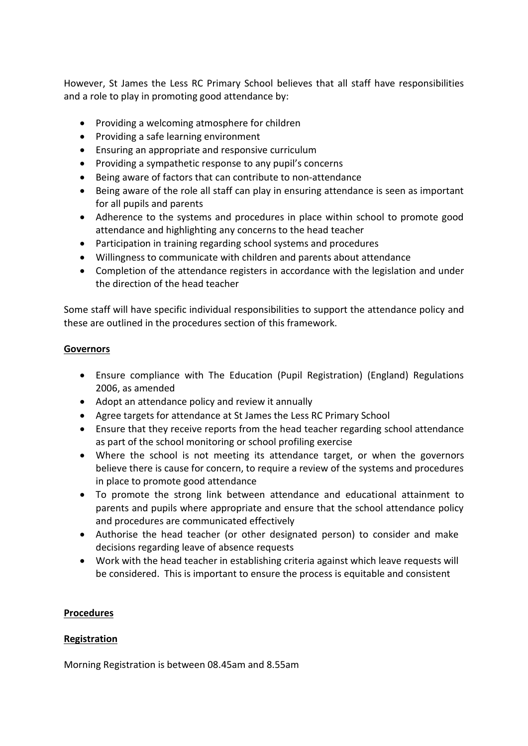However, St James the Less RC Primary School believes that all staff have responsibilities and a role to play in promoting good attendance by:

- Providing a welcoming atmosphere for children
- Providing a safe learning environment
- Ensuring an appropriate and responsive curriculum
- Providing a sympathetic response to any pupil's concerns
- Being aware of factors that can contribute to non-attendance
- Being aware of the role all staff can play in ensuring attendance is seen as important for all pupils and parents
- Adherence to the systems and procedures in place within school to promote good attendance and highlighting any concerns to the head teacher
- Participation in training regarding school systems and procedures
- Willingness to communicate with children and parents about attendance
- Completion of the attendance registers in accordance with the legislation and under the direction of the head teacher

Some staff will have specific individual responsibilities to support the attendance policy and these are outlined in the procedures section of this framework.

**Governors**

- Ensure compliance with The Education (Pupil Registration) (England) Regulations 2006, as amended
- Adopt an attendance policy and review it annually
- Agree targets for attendance at St James the Less RC Primary School
- Ensure that they receive reports from the head teacher regarding school attendance as part of the school monitoring or school profiling exercise
- Where the school is not meeting its attendance target, or when the governors believe there is cause for concern, to require a review of the systems and procedures in place to promote good attendance
- To promote the strong link between attendance and educational attainment to parents and pupils where appropriate and ensure that the school attendance policy and procedures are communicated effectively
- Authorise the head teacher (or other designated person) to consider and make decisions regarding leave of absence requests
- Work with the head teacher in establishing criteria against which leave requests will be considered. This is important to ensure the process is equitable and consistent

**Procedures**

**Registration**

Morning Registration is between 08.45am and 8.55am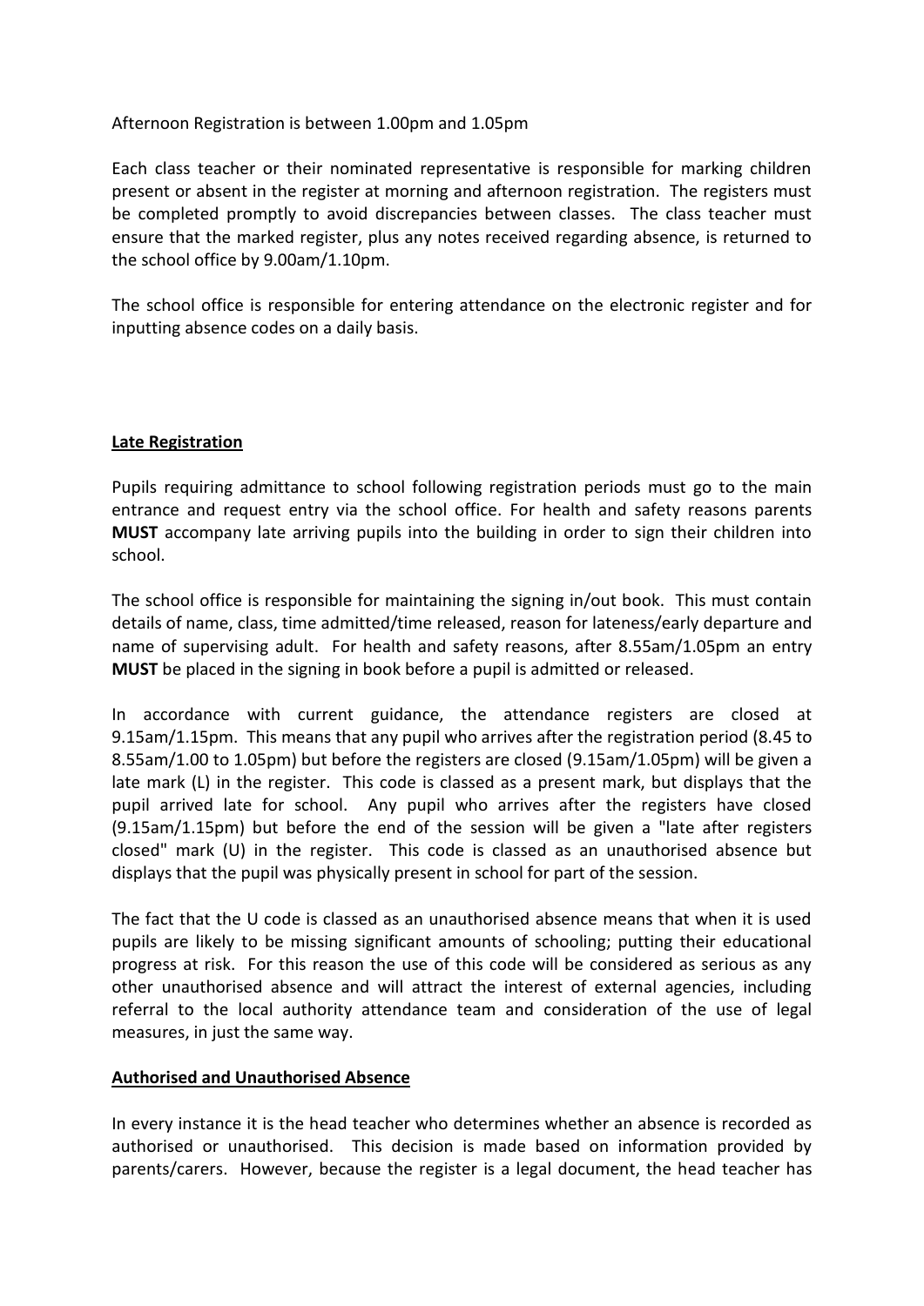Afternoon Registration is between 1.00pm and 1.05pm

Each class teacher or their nominated representative is responsible for marking children present or absent in the register at morning and afternoon registration. The registers must be completed promptly to avoid discrepancies between classes. The class teacher must ensure that the marked register, plus any notes received regarding absence, is returned to the school office by 9.00am/1.10pm.

The school office is responsible for entering attendance on the electronic register and for inputting absence codes on a daily basis.

## Late Registration

Pupils requiring admittance to school following registration periods must go to the main entrance and request entry via the school office. For health and safety reasons parents **MUST** accompany late arriving pupils into the building in order to sign their children into school.

The school office is responsible for maintaining the signing in/out book. This must contain details of name, class, time admitted/time released, reason for lateness/early departure and name of supervising adult. For health and safety reasons, after 8.55am/1.05pm an entry **MUST** be placed in the signing in book before a pupil is admitted or released.

In accordance with current guidance, the attendance registers are closed at 9.15am/1.15pm. This means that any pupil who arrives after the registration period (8.45 to 8.55am/1.00 to 1.05pm) but before the registers are closed (9.15am/1.05pm) will be given a late mark (L) in the register. This code is classed as a present mark, but displays that the pupil arrived late for school. Any pupil who arrives after the registers have closed (9.15am/1.15pm) but before the end of the session will be given a "late after registers closed" mark (U) in the register. This code is classed as an unauthorised absence but displays that the pupil was physically present in school for part of the session.

The fact that the U code is classed as an unauthorised absence means that when it is used pupils are likely to be missing significant amounts of schooling; putting their educational progress at risk. For this reason the use of this code will be considered as serious as any other unauthorised absence and will attract the interest of external agencies, including referral to the local authority attendance team and consideration of the use of legal measures, in just the same way.

## Authorised and Unauthorised Absence

In every instance it is the head teacher who determines whether an absence is recorded as authorised or unauthorised. This decision is made based on information provided by parents/carers. However, because the register is a legal document, the head teacher has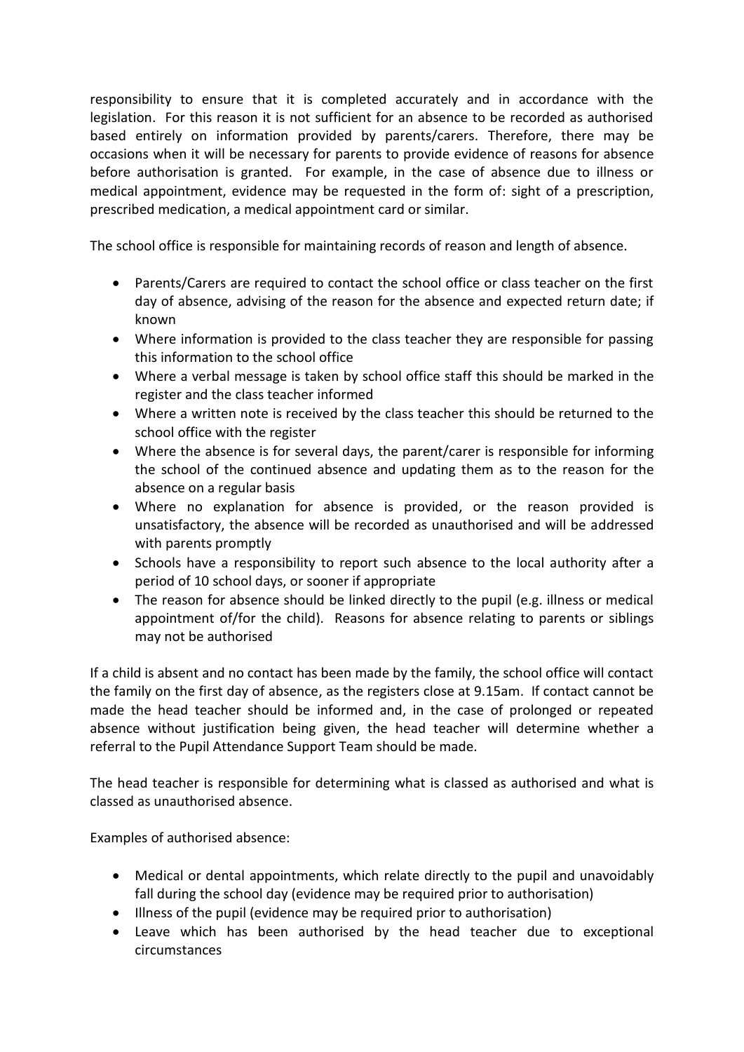responsibility to ensure that it is completed accurately and in accordance with the legislation. For this reason it is not sufficient for an absence to be recorded as authorised based entirely on information provided by parents/carers. Therefore, there may be occasions when it will be necessary for parents to provide evidence of reasons for absence before authorisation is granted. For example, in the case of absence due to illness or medical appointment, evidence may be requested in the form of: sight of a prescription, prescribed medication, a medical appointment card or similar.

The school office is responsible for maintaining records of reason and length of absence.

- Parents/Carers are required to contact the school office or class teacher on the first day of absence, advising of the reason for the absence and expected return date; if known
- Where information is provided to the class teacher they are responsible for passing this information to the school office
- Where a verbal message is taken by school office staff this should be marked in the register and the class teacher informed
- Where a written note is received by the class teacher this should be returned to the school office with the register
- Where the absence is for several days, the parent/carer is responsible for informing the school of the continued absence and updating them as to the reason for the absence on a regular basis
- Where no explanation for absence is provided, or the reason provided is unsatisfactory, the absence will be recorded as unauthorised and will be addressed with parents promptly
- Schools have a responsibility to report such absence to the local authority after a period of 10 school days, or sooner if appropriate
- The reason for absence should be linked directly to the pupil (e.g. illness or medical appointment of/for the child). Reasons for absence relating to parents or siblings may not be authorised

If a child is absent and no contact has been made by the family, the school office will contact the family on the first day of absence, as the registers close at 9.15am. If contact cannot be made the head teacher should be informed and, in the case of prolonged or repeated absence without justification being given, the head teacher will determine whether a referral to the Pupil Attendance Support Team should be made.

The head teacher is responsible for determining what is classed as authorised and what is classed as unauthorised absence.

Examples of authorised absence:

- Medical or dental appointments, which relate directly to the pupil and unavoidably fall during the school day (evidence may be required prior to authorisation)
- Illness of the pupil (evidence may be required prior to authorisation)
- Leave which has been authorised by the head teacher due to exceptional circumstances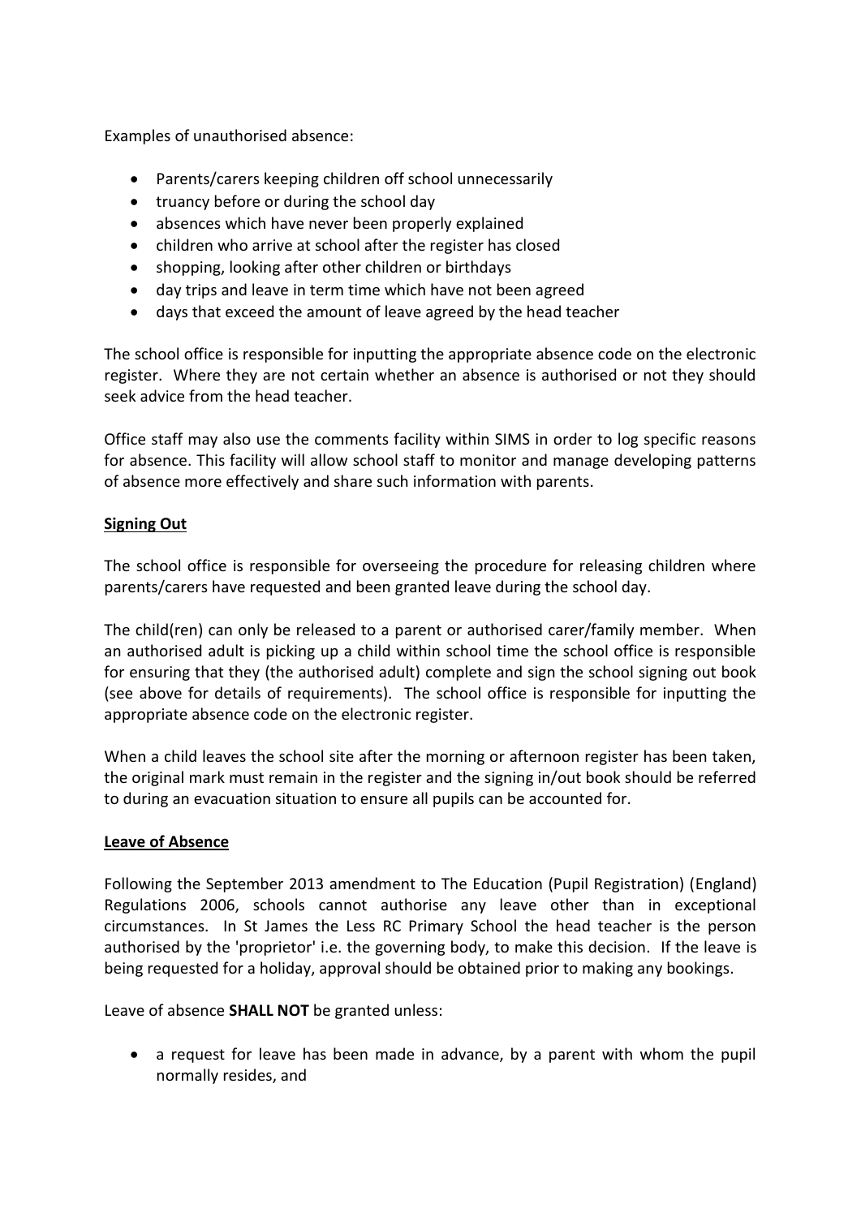Examples of unauthorised absence:

- Parents/carers keeping children off school unnecessarily
- truancy before or during the school day
- absences which have never been properly explained
- children who arrive at school after the register has closed
- shopping, looking after other children or birthdays
- day trips and leave in term time which have not been agreed
- days that exceed the amount of leave agreed by the head teacher

The school office is responsible for inputting the appropriate absence code on the electronic register. Where they are not certain whether an absence is authorised or not they should seek advice from the head teacher.

Office staff may also use the comments facility within SIMS in order to log specific reasons for absence. This facility will allow school staff to monitor and manage developing patterns of absence more effectively and share such information with parents.

**Signing Out**

The school office is responsible for overseeing the procedure for releasing children where parents/carers have requested and been granted leave during the school day.

The child(ren) can only be released to a parent or authorised carer/family member. When an authorised adult is picking up a child within school time the school office is responsible for ensuring that they (the authorised adult) complete and sign the school signing out book (see above for details of requirements). The school office is responsible for inputting the appropriate absence code on the electronic register.

When a child leaves the school site after the morning or afternoon register has been taken, the original mark must remain in the register and the signing in/out book should be referred to during an evacuation situation to ensure all pupils can be accounted for.

**Leave of Absence**

Following the September 2013 amendment to The Education (Pupil Registration) (England) Regulations 2006, schools cannot authorise any leave other than in exceptional circumstances. In St James the Less RC Primary School the head teacher is the person authorised by the 'proprietor' i.e. the governing body, to make this decision. If the leave is being requested for a holiday, approval should be obtained prior to making any bookings.

Leave of absence **SHALL NOT** be granted unless:

- a request for leave has been made in advance, by a parent with whom the pupil normally resides, and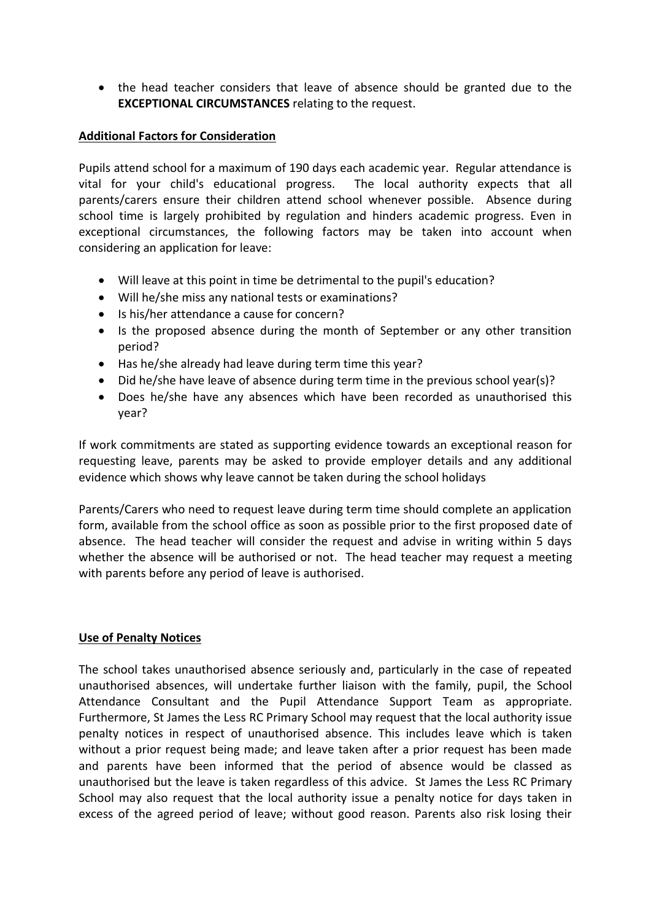- the head teacher considers that leave of absence should be granted due to the **EXCEPTIONAL CIRCUMSTANCES** relating to the request.

**Additional Factors for Consideration**

Pupils attend school for a maximum of 190 days each academic year. Regular attendance is vital for your child's educational progress. The local authority expects that all parents/carers ensure their children attend school whenever possible. Absence during school time is largely prohibited by regulation and hinders academic progress. Even in exceptional circumstances, the following factors may be taken into account when considering an application for leave:

- Will leave at this point in time be detrimental to the pupil's education?
- Will he/she miss any national tests or examinations?
- Is his/her attendance a cause for concern?
- Is the proposed absence during the month of September or any other transition period?
- Has he/she already had leave during term time this year?
- Did he/she have leave of absence during term time in the previous school year(s)?
- Does he/she have any absences which have been recorded as unauthorised this year?

If work commitments are stated as supporting evidence towards an exceptional reason for requesting leave, parents may be asked to provide employer details and any additional evidence which shows why leave cannot be taken during the school holidays

Parents/Carers who need to request leave during term time should complete an application form, available from the school office as soon as possible prior to the first proposed date of absence. The head teacher will consider the request and advise in writing within 5 days whether the absence will be authorised or not. The head teacher may request a meeting with parents before any period of leave is authorised.

**Use of Penalty Notices**

The school takes unauthorised absence seriously and, particularly in the case of repeated unauthorised absences, will undertake further liaison with the family, pupil, the School Attendance Consultant and the Pupil Attendance Support Team as appropriate. Furthermore, St James the Less RC Primary School may request that the local authority issue penalty notices in respect of unauthorised absence. This includes leave which is taken without a prior request being made; and leave taken after a prior request has been made and parents have been informed that the period of absence would be classed as unauthorised but the leave is taken regardless of this advice. St James the Less RC Primary School may also request that the local authority issue a penalty notice for days taken in excess of the agreed period of leave; without good reason. Parents also risk losing their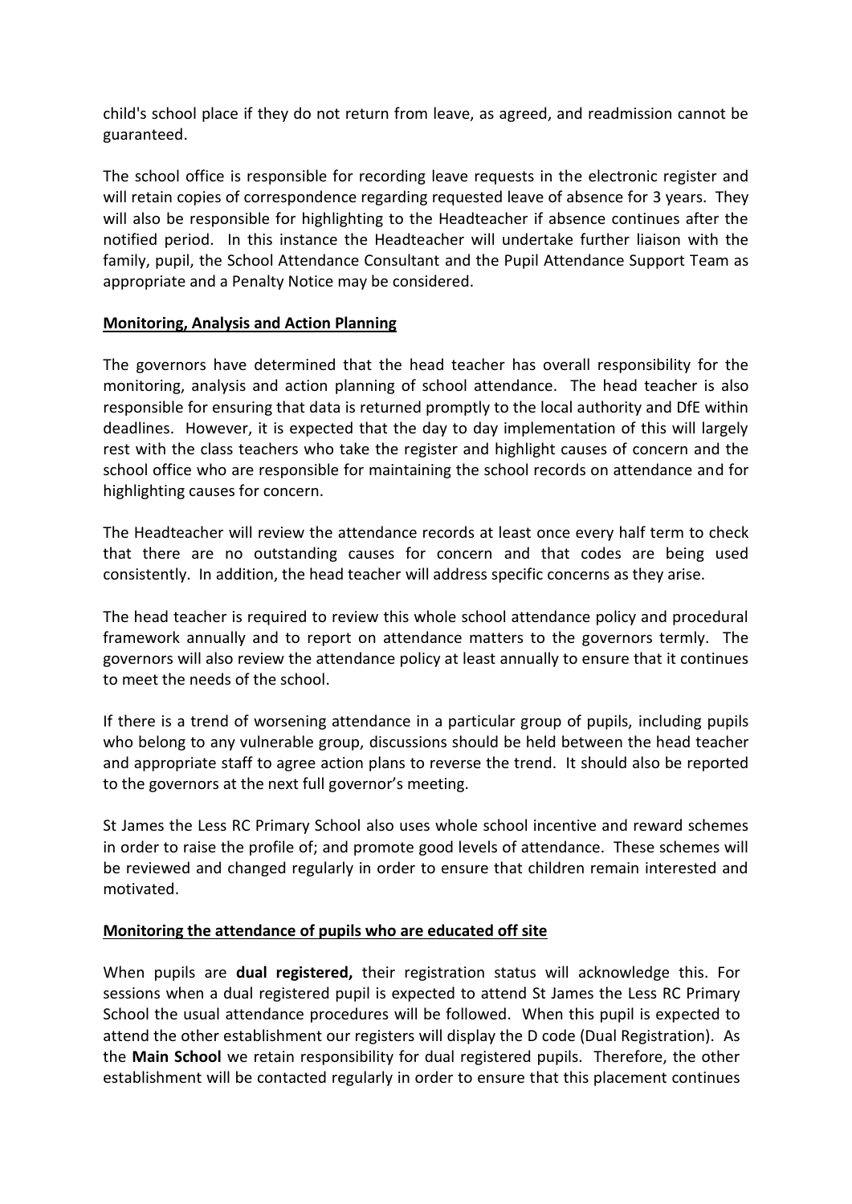child's school place if they do not return from leave, as agreed, and readmission cannot be guaranteed.

The school office is responsible for recording leave requests in the electronic register and will retain copies of correspondence regarding requested leave of absence for 3 years. They will also be responsible for highlighting to the Headteacher if absence continues after the notified period. In this instance the Headteacher will undertake further liaison with the family, pupil, the School Attendance Consultant and the Pupil Attendance Support Team as appropriate and a Penalty Notice may be considered.

**Monitoring, Analysis and Action Planning**

The governors have determined that the head teacher has overall responsibility for the monitoring, analysis and action planning of school attendance. The head teacher is also responsible for ensuring that data is returned promptly to the local authority and DfE within deadlines. However, it is expected that the day to day implementation of this will largely rest with the class teachers who take the register and highlight causes of concern and the school office who are responsible for maintaining the school records on attendance and for highlighting causes for concern.

The Headteacher will review the attendance records at least once every half term to check that there are no outstanding causes for concern and that codes are being used consistently. In addition, the head teacher will address specific concerns as they arise.

The head teacher is required to review this whole school attendance policy and procedural framework annually and to report on attendance matters to the governors termly. The governors will also review the attendance policy at least annually to ensure that it continues to meet the needs of the school.

If there is a trend of worsening attendance in a particular group of pupils, including pupils who belong to any vulnerable group, discussions should be held between the head teacher and appropriate staff to agree action plans to reverse the trend. It should also be reported to the governors at the next full governor's meeting.

St James the Less RC Primary School also uses whole school incentive and reward schemes in order to raise the profile of; and promote good levels of attendance. These schemes will be reviewed and changed regularly in order to ensure that children remain interested and motivated.

**Monitoring the attendance of pupils who are educated off site**

When pupils are **dual registered,** their registration status will acknowledge this. For sessions when a dual registered pupil is expected to attend St James the Less RC Primary School the usual attendance procedures will be followed. When this pupil is expected to attend the other establishment our registers will display the D code (Dual Registration). As the **Main School** we retain responsibility for dual registered pupils. Therefore, the other establishment will be contacted regularly in order to ensure that this placement continues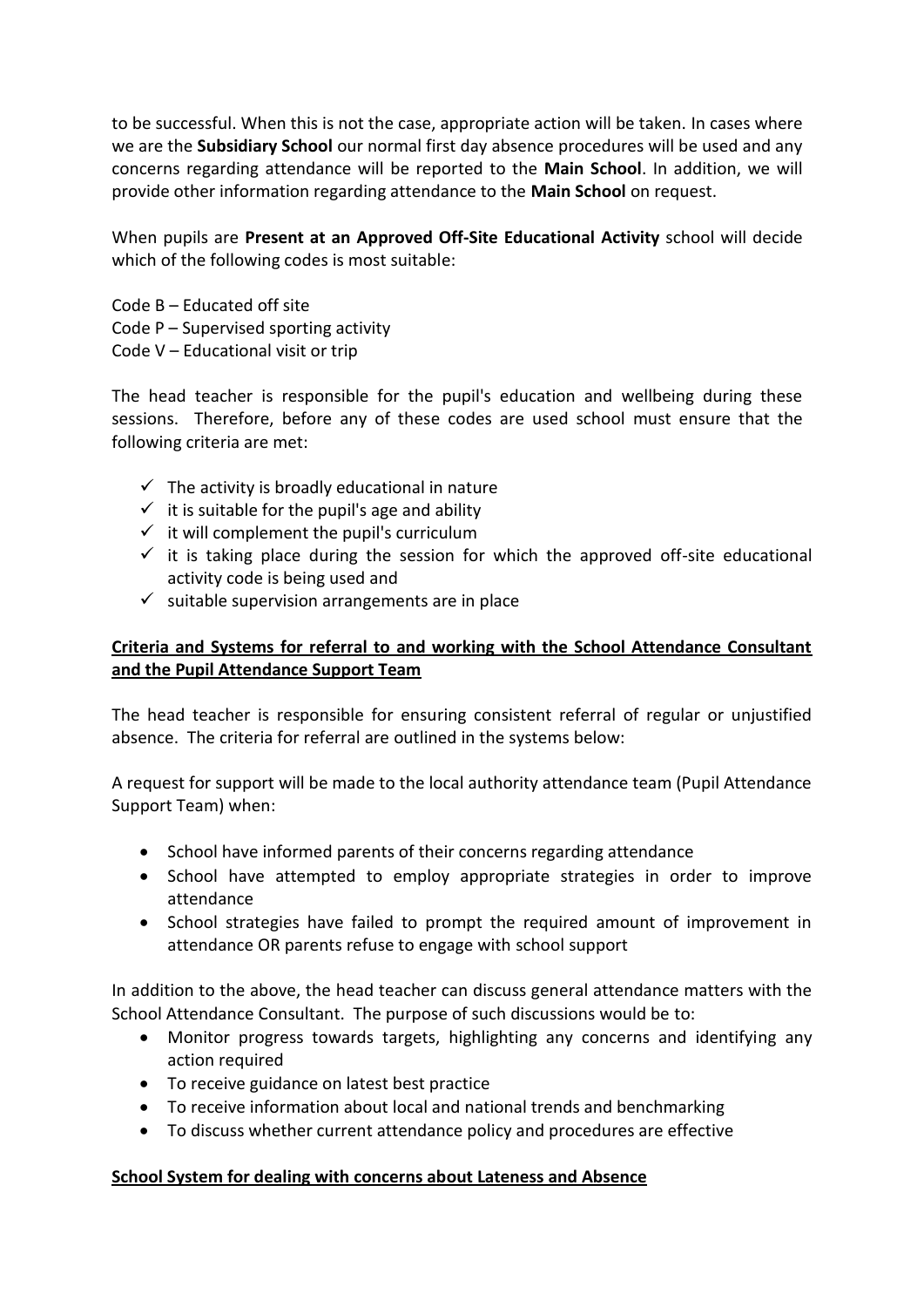to be successful. When this is not the case, appropriate action will be taken. In cases where we are the **Subsidiary School** our normal first day absence procedures will be used and any concerns regarding attendance will be reported to the **Main School**. In addition, we will provide other information regarding attendance to the **Main School** on request.

When pupils are **Present at an Approved Off-Site Educational Activity** school will decide which of the following codes is most suitable:

Code B – Educated off site
Code P – Supervised sporting activity
Code V – Educational visit or trip

The head teacher is responsible for the pupil's education and wellbeing during these sessions. Therefore, before any of these codes are used school must ensure that the following criteria are met:

- ✓ The activity is broadly educational in nature
- ✓ it is suitable for the pupil's age and ability
- ✓ it will complement the pupil's curriculum
- ✓ it is taking place during the session for which the approved off-site educational activity code is being used and
- ✓ suitable supervision arrangements are in place

**Criteria and Systems for referral to and working with the School Attendance Consultant and the Pupil Attendance Support Team**

The head teacher is responsible for ensuring consistent referral of regular or unjustified absence. The criteria for referral are outlined in the systems below:

A request for support will be made to the local authority attendance team (Pupil Attendance Support Team) when:

- School have informed parents of their concerns regarding attendance
- School have attempted to employ appropriate strategies in order to improve attendance
- School strategies have failed to prompt the required amount of improvement in attendance OR parents refuse to engage with school support

In addition to the above, the head teacher can discuss general attendance matters with the School Attendance Consultant. The purpose of such discussions would be to:

- Monitor progress towards targets, highlighting any concerns and identifying any action required
- To receive guidance on latest best practice
- To receive information about local and national trends and benchmarking
- To discuss whether current attendance policy and procedures are effective

**School System for dealing with concerns about Lateness and Absence**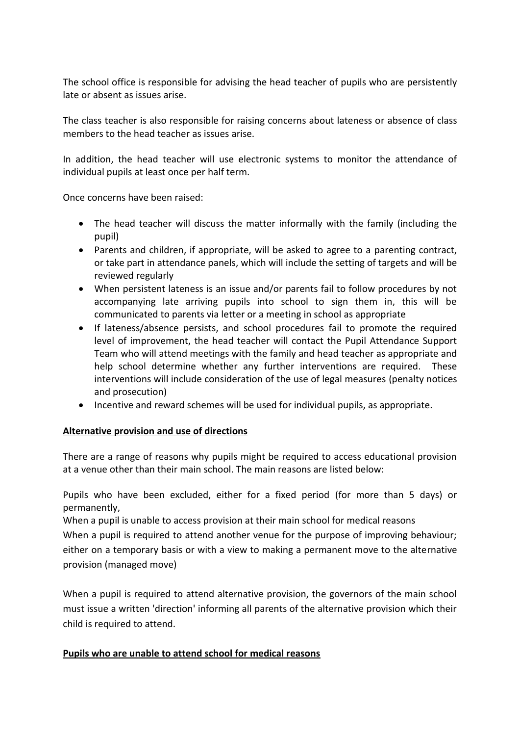The school office is responsible for advising the head teacher of pupils who are persistently late or absent as issues arise.

The class teacher is also responsible for raising concerns about lateness or absence of class members to the head teacher as issues arise.

In addition, the head teacher will use electronic systems to monitor the attendance of individual pupils at least once per half term.

Once concerns have been raised:

- The head teacher will discuss the matter informally with the family (including the pupil)
- Parents and children, if appropriate, will be asked to agree to a parenting contract, or take part in attendance panels, which will include the setting of targets and will be reviewed regularly
- When persistent lateness is an issue and/or parents fail to follow procedures by not accompanying late arriving pupils into school to sign them in, this will be communicated to parents via letter or a meeting in school as appropriate
- If lateness/absence persists, and school procedures fail to promote the required level of improvement, the head teacher will contact the Pupil Attendance Support Team who will attend meetings with the family and head teacher as appropriate and help school determine whether any further interventions are required. These interventions will include consideration of the use of legal measures (penalty notices and prosecution)
- Incentive and reward schemes will be used for individual pupils, as appropriate.

**Alternative provision and use of directions**

There are a range of reasons why pupils might be required to access educational provision at a venue other than their main school. The main reasons are listed below:

Pupils who have been excluded, either for a fixed period (for more than 5 days) or permanently,
When a pupil is unable to access provision at their main school for medical reasons
When a pupil is required to attend another venue for the purpose of improving behaviour; either on a temporary basis or with a view to making a permanent move to the alternative provision (managed move)

When a pupil is required to attend alternative provision, the governors of the main school must issue a written 'direction' informing all parents of the alternative provision which their child is required to attend.

**Pupils who are unable to attend school for medical reasons**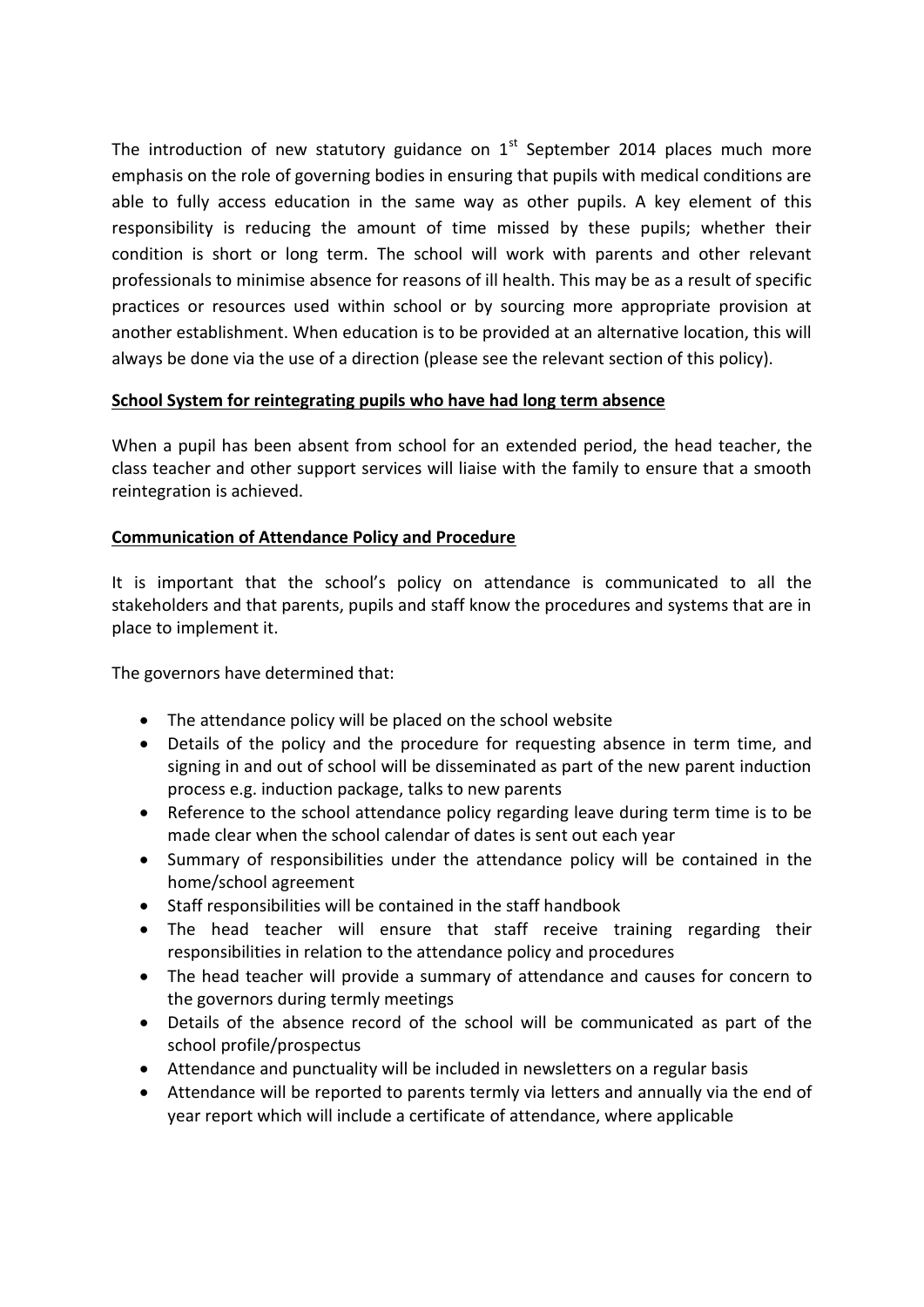The introduction of new statutory guidance on 1st September 2014 places much more emphasis on the role of governing bodies in ensuring that pupils with medical conditions are able to fully access education in the same way as other pupils. A key element of this responsibility is reducing the amount of time missed by these pupils; whether their condition is short or long term. The school will work with parents and other relevant professionals to minimise absence for reasons of ill health. This may be as a result of specific practices or resources used within school or by sourcing more appropriate provision at another establishment. When education is to be provided at an alternative location, this will always be done via the use of a direction (please see the relevant section of this policy).

**School System for reintegrating pupils who have had long term absence**

When a pupil has been absent from school for an extended period, the head teacher, the class teacher and other support services will liaise with the family to ensure that a smooth reintegration is achieved.

**Communication of Attendance Policy and Procedure**

It is important that the school's policy on attendance is communicated to all the stakeholders and that parents, pupils and staff know the procedures and systems that are in place to implement it.

The governors have determined that:

- The attendance policy will be placed on the school website
- Details of the policy and the procedure for requesting absence in term time, and signing in and out of school will be disseminated as part of the new parent induction process e.g. induction package, talks to new parents
- Reference to the school attendance policy regarding leave during term time is to be made clear when the school calendar of dates is sent out each year
- Summary of responsibilities under the attendance policy will be contained in the home/school agreement
- Staff responsibilities will be contained in the staff handbook
- The head teacher will ensure that staff receive training regarding their responsibilities in relation to the attendance policy and procedures
- The head teacher will provide a summary of attendance and causes for concern to the governors during termly meetings
- Details of the absence record of the school will be communicated as part of the school profile/prospectus
- Attendance and punctuality will be included in newsletters on a regular basis
- Attendance will be reported to parents termly via letters and annually via the end of year report which will include a certificate of attendance, where applicable